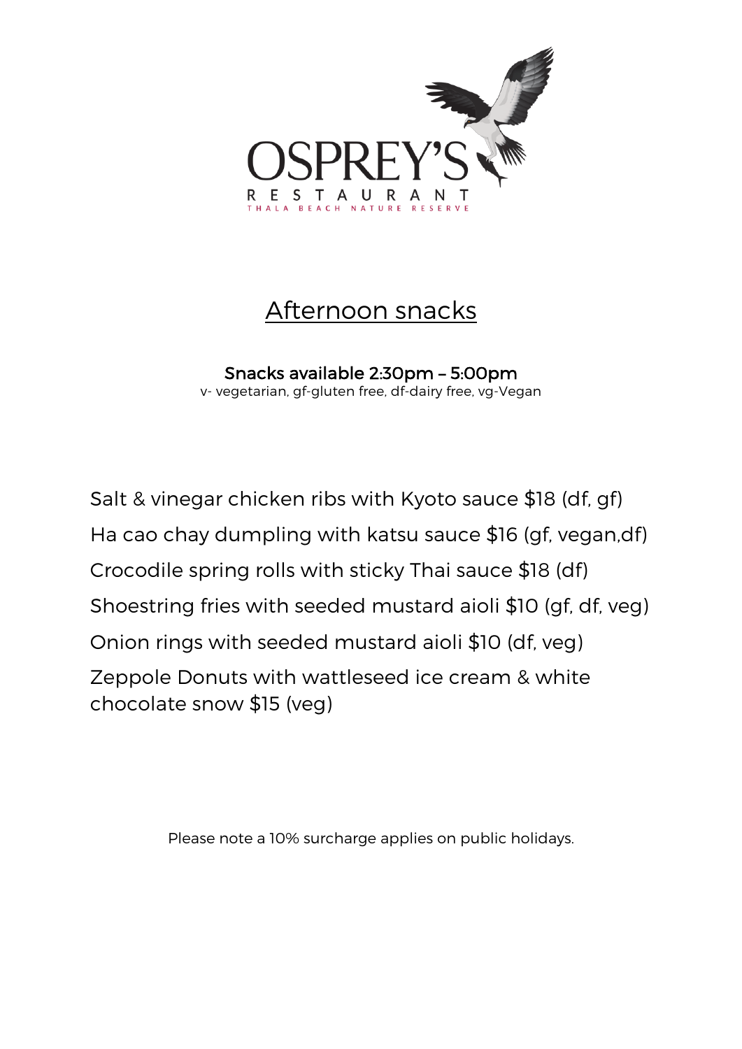# OSPREY'S

RESTAURANT

THALA BEACH NATURE RESERVE

## Afternoon snacks

**Snacks available 2:30pm – 5:00pm**

v- vegetarian, gf-gluten free, df-dairy free, vg-Vegan

Salt & vinegar chicken ribs with Kyoto sauce $18 (df, gf)

Ha cao chay dumpling with katsu sauce $16 (gf, vegan,df)

Crocodile spring rolls with sticky Thai sauce $18 (df)

Shoestring fries with seeded mustard aioli $10 (gf, df, veg)

Onion rings with seeded mustard aioli $10 (df, veg)

Zeppole Donuts with wattleseed ice cream & white chocolate snow $15 (veg)

Please note a 10% surcharge applies on public holidays.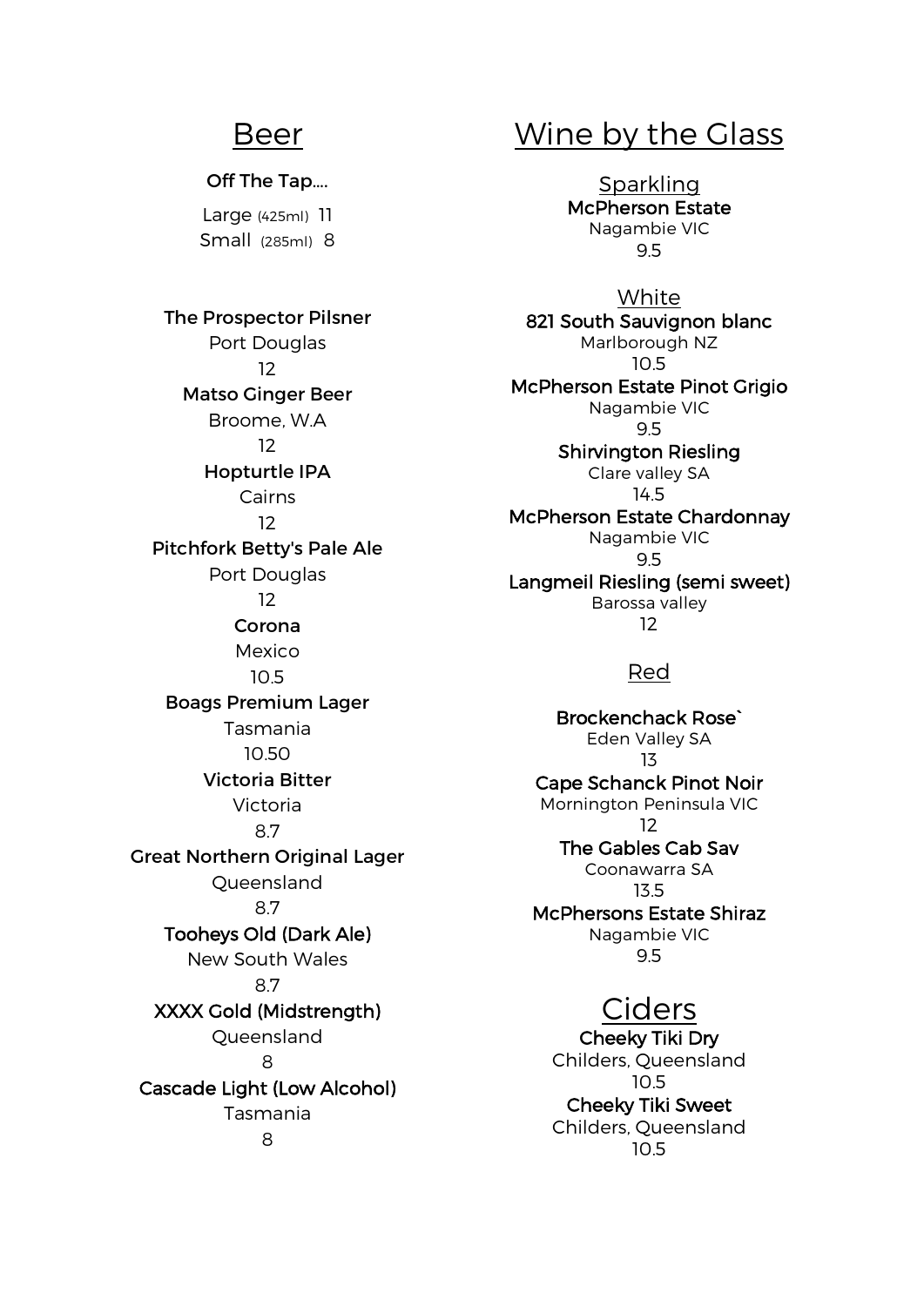# Beer

### Off The Tap....

Large (425ml) 11
Small (285ml) 8

**The Prospector Pilsner**
Port Douglas
12

**Matso Ginger Beer**
Broome, W.A
12

**Hopturtle IPA**
Cairns
12

**Pitchfork Betty's Pale Ale**
Port Douglas
12

**Corona**
Mexico
10.5

**Boags Premium Lager**
Tasmania
10.50

**Victoria Bitter**
Victoria
8.7

**Great Northern Original Lager**
Queensland
8.7

**Tooheys Old (Dark Ale)**
New South Wales
8.7

**XXXX Gold (Midstrength)**
Queensland
8

**Cascade Light (Low Alcohol)**
Tasmania
8

# Wine by the Glass

## Sparkling

**McPherson Estate**
Nagambie VIC
9.5

## White

**821 South Sauvignon blanc**
Marlborough NZ
10.5

**McPherson Estate Pinot Grigio**
Nagambie VIC
9.5

**Shirvington Riesling**
Clare valley SA
14.5

**McPherson Estate Chardonnay**
Nagambie VIC
9.5

**Langmeil Riesling (semi sweet)**
Barossa valley
12

## Red

**Brockenchack Rose`**
Eden Valley SA
13

**Cape Schanck Pinot Noir**
Mornington Peninsula VIC
12

**The Gables Cab Sav**
Coonawarra SA
13.5

**McPhersons Estate Shiraz**
Nagambie VIC
9.5

# Ciders

**Cheeky Tiki Dry**
Childers, Queensland
10.5

**Cheeky Tiki Sweet**
Childers, Queensland
10.5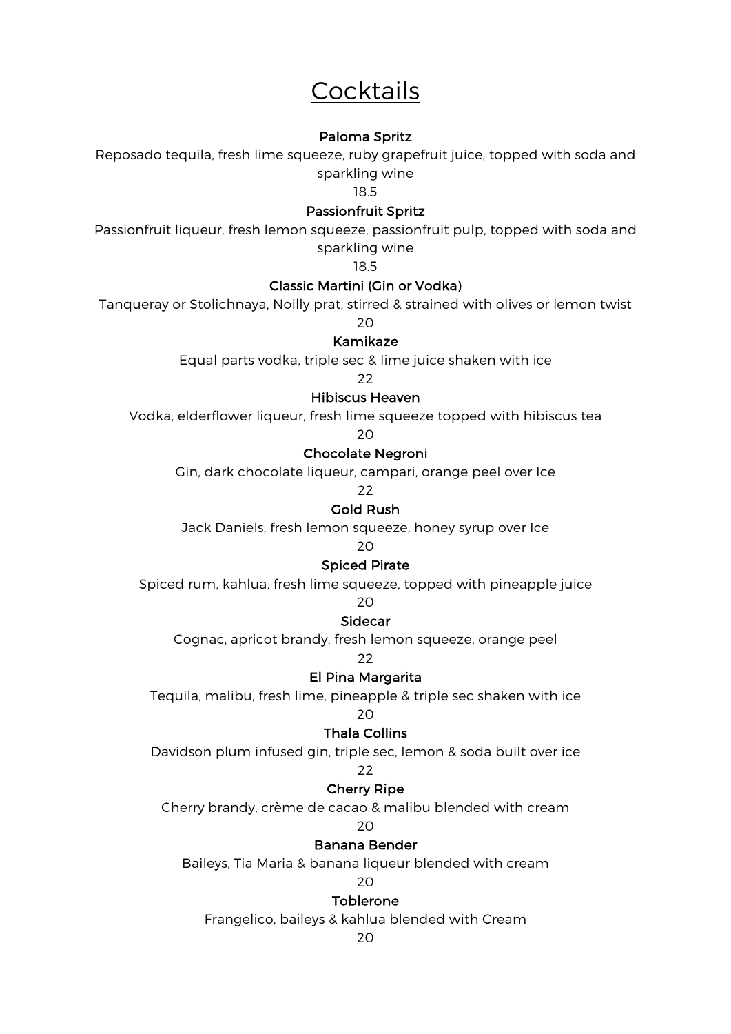# Cocktails

**Paloma Spritz**

Reposado tequila, fresh lime squeeze, ruby grapefruit juice, topped with soda and sparkling wine

18.5

**Passionfruit Spritz**

Passionfruit liqueur, fresh lemon squeeze, passionfruit pulp, topped with soda and sparkling wine

18.5

**Classic Martini (Gin or Vodka)**

Tanqueray or Stolichnaya, Noilly prat, stirred & strained with olives or lemon twist

20

**Kamikaze**

Equal parts vodka, triple sec & lime juice shaken with ice

22

**Hibiscus Heaven**

Vodka, elderflower liqueur, fresh lime squeeze topped with hibiscus tea

20

**Chocolate Negroni**

Gin, dark chocolate liqueur, campari, orange peel over Ice

22

**Gold Rush**

Jack Daniels, fresh lemon squeeze, honey syrup over Ice

20

**Spiced Pirate**

Spiced rum, kahlua, fresh lime squeeze, topped with pineapple juice

20

**Sidecar**

Cognac, apricot brandy, fresh lemon squeeze, orange peel

22

**El Pina Margarita**

Tequila, malibu, fresh lime, pineapple & triple sec shaken with ice

20

**Thala Collins**

Davidson plum infused gin, triple sec, lemon & soda built over ice

22

**Cherry Ripe**

Cherry brandy, crème de cacao & malibu blended with cream

20

**Banana Bender**

Baileys, Tia Maria & banana liqueur blended with cream

20

**Toblerone**

Frangelico, baileys & kahlua blended with Cream

20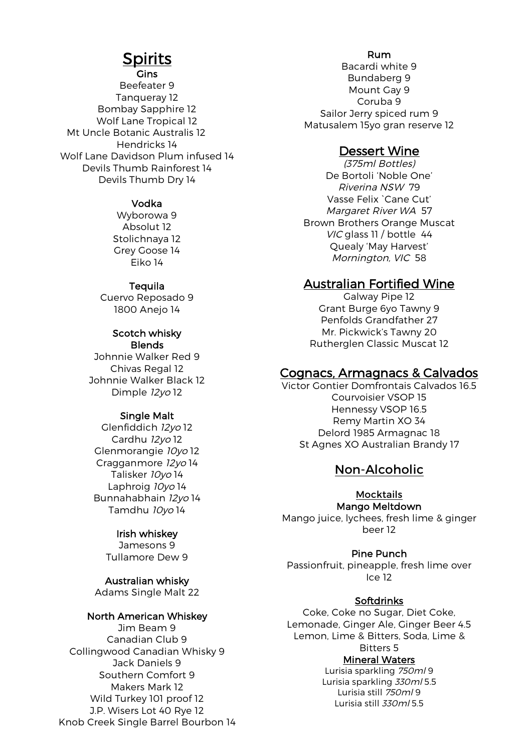# Spirits

### Gins

Beefeater 9
Tanqueray 12
Bombay Sapphire 12
Wolf Lane Tropical 12
Mt Uncle Botanic Australis 12
Hendricks 14
Wolf Lane Davidson Plum infused 14
Devils Thumb Rainforest 14
Devils Thumb Dry 14

### Vodka

Wyborowa 9
Absolut 12
Stolichnaya 12
Grey Goose 14
Eiko 14

### Tequila

Cuervo Reposado 9
1800 Anejo 14

### Scotch whisky

#### Blends

Johnnie Walker Red 9
Chivas Regal 12
Johnnie Walker Black 12
Dimple *12yo* 12

#### Single Malt

Glenfiddich *12yo* 12
Cardhu *12yo* 12
Glenmorangie *10yo* 12
Cragganmore *12yo* 14
Talisker *10yo* 14
Laphroig *10yo* 14
Bunnahabhain *12yo* 14
Tamdhu *10yo* 14

### Irish whiskey

Jamesons 9
Tullamore Dew 9

### Australian whisky

Adams Single Malt 22

### North American Whiskey

Jim Beam 9
Canadian Club 9
Collingwood Canadian Whisky 9
Jack Daniels 9
Southern Comfort 9
Makers Mark 12
Wild Turkey 101 proof 12
J.P. Wisers Lot 40 Rye 12
Knob Creek Single Barrel Bourbon 14

### Rum

Bacardi white 9
Bundaberg 9
Mount Gay 9
Coruba 9
Sailor Jerry spiced rum 9
Matusalem 15yo gran reserve 12

## Dessert Wine

*(375ml Bottles)*

De Bortoli 'Noble One'
*Riverina NSW* 79
Vasse Felix `Cane Cut'
*Margaret River WA* 57
Brown Brothers Orange Muscat
*VIC* glass 11 / bottle 44
Quealy 'May Harvest'
*Mornington, VIC* 58

## Australian Fortified Wine

Galway Pipe 12
Grant Burge 6yo Tawny 9
Penfolds Grandfather 27
Mr. Pickwick's Tawny 20
Rutherglen Classic Muscat 12

## Cognacs, Armagnacs & Calvados

Victor Gontier Domfrontais Calvados 16.5
Courvoisier VSOP 15
Hennessy VSOP 16.5
Remy Martin XO 34
Delord 1985 Armagnac 18
St Agnes XO Australian Brandy 17

## Non-Alcoholic

### Mocktails

**Mango Meltdown**
Mango juice, lychees, fresh lime & ginger beer 12

**Pine Punch**
Passionfruit, pineapple, fresh lime over Ice 12

### Softdrinks

Coke, Coke no Sugar, Diet Coke, Lemonade, Ginger Ale, Ginger Beer 4.5
Lemon, Lime & Bitters, Soda, Lime & Bitters 5

### Mineral Waters

Lurisia sparkling *750ml* 9
Lurisia sparkling *330ml* 5.5
Lurisia still *750ml* 9
Lurisia still *330ml* 5.5